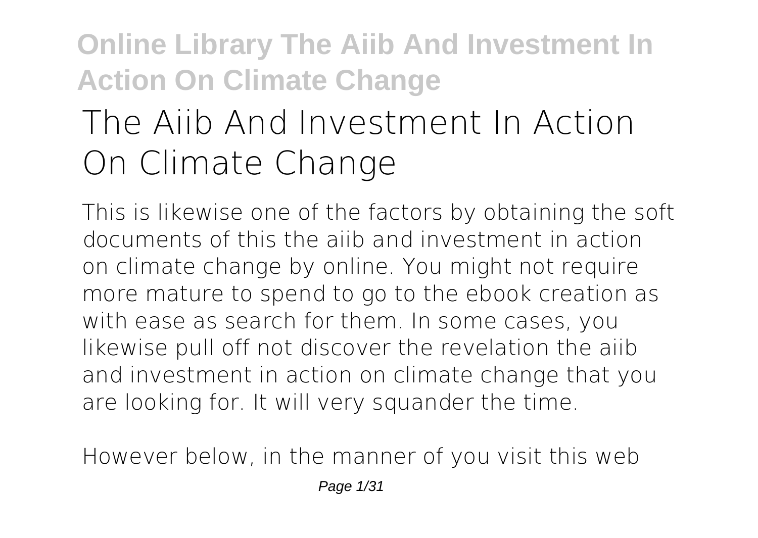# The Aiib And Investment In Action On Climate Change

This is likewise one of the factors by obtaining the soft documents of this the aiib and investment in action on climate change by online. You might not require more mature to spend to go to the ebook creation as with ease as search for them. In some cases, you likewise pull off not discover the revelation the aiib and investment in action on climate change that you are looking for. It will very squander the time.

However below, in the manner of you visit this web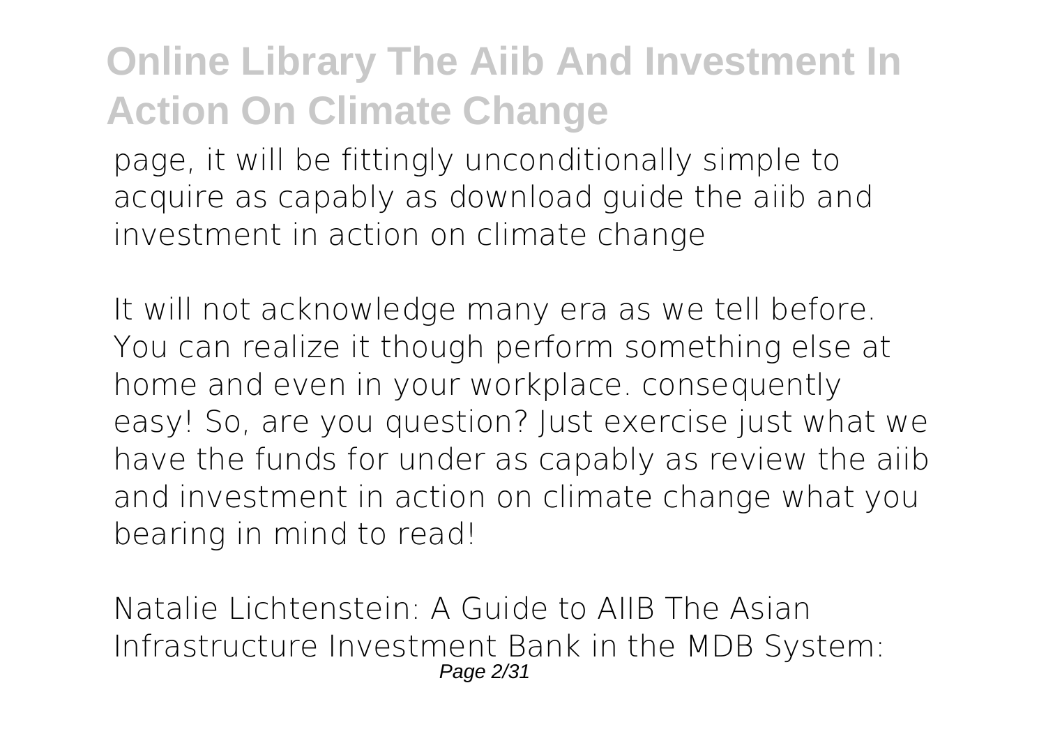page, it will be fittingly unconditionally simple to acquire as capably as download guide the aiib and investment in action on climate change

It will not acknowledge many era as we tell before. You can realize it though perform something else at home and even in your workplace. consequently easy! So, are you question? Just exercise just what we have the funds for under as capably as review the aiib and investment in action on climate change what you bearing in mind to read!

Natalie Lichtenstein: A Guide to AIIB The Asian Infrastructure Investment Bank in the MDB System: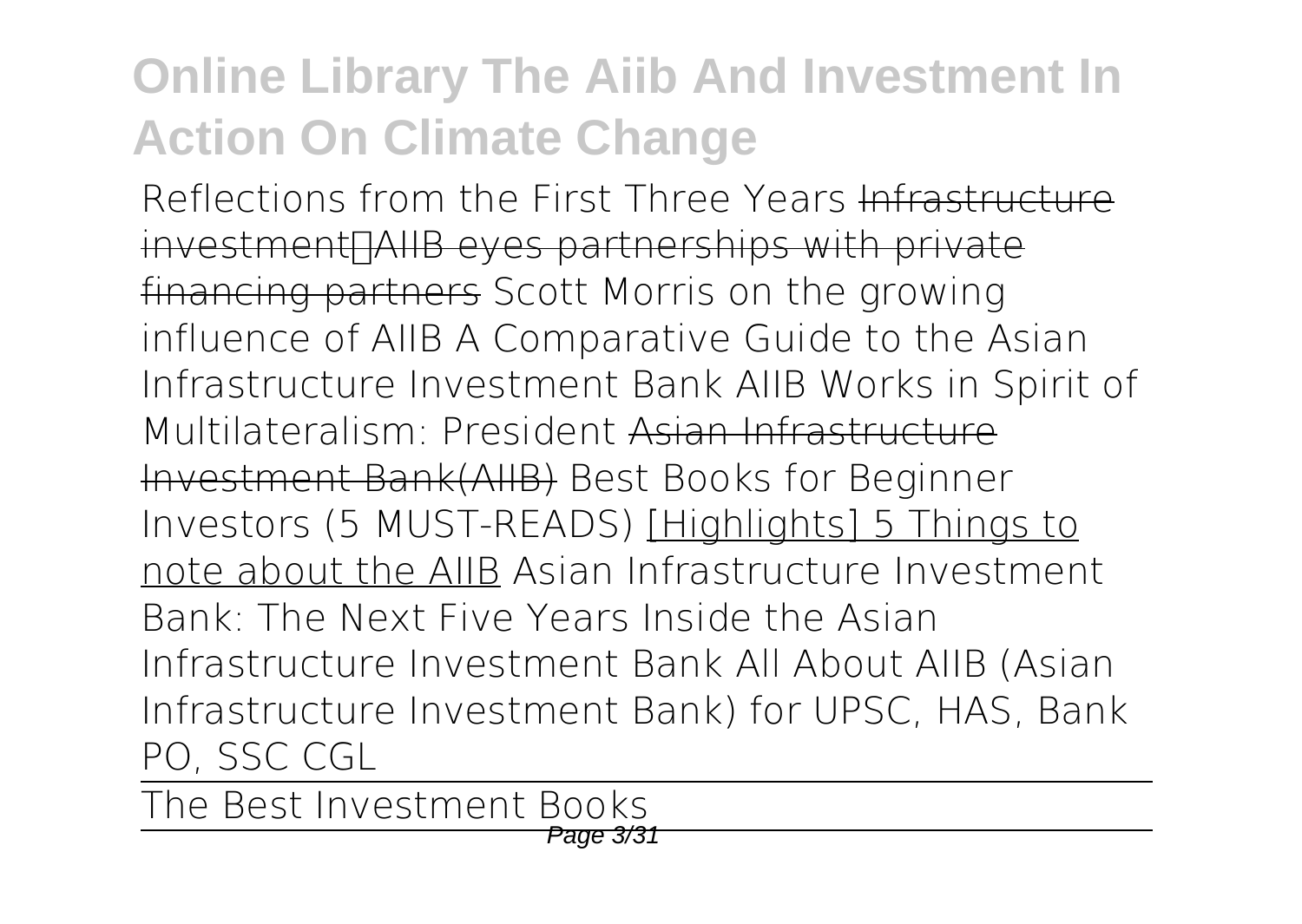Reflections from the First Three Years ~~Infrastructure investment：AIIB eyes partnerships with private financing partners~~ Scott Morris on the growing influence of AIIB A Comparative Guide to the Asian Infrastructure Investment Bank AIIB Works in Spirit of Multilateralism: President ~~Asian Infrastructure Investment Bank(AIIB)~~ Best Books for Beginner Investors (5 MUST-READS) [Highlights] 5 Things to note about the AIIB Asian Infrastructure Investment Bank: The Next Five Years Inside the Asian Infrastructure Investment Bank All About AIIB (Asian Infrastructure Investment Bank) for UPSC, HAS, Bank PO, SSC CGL

The Best Investment Books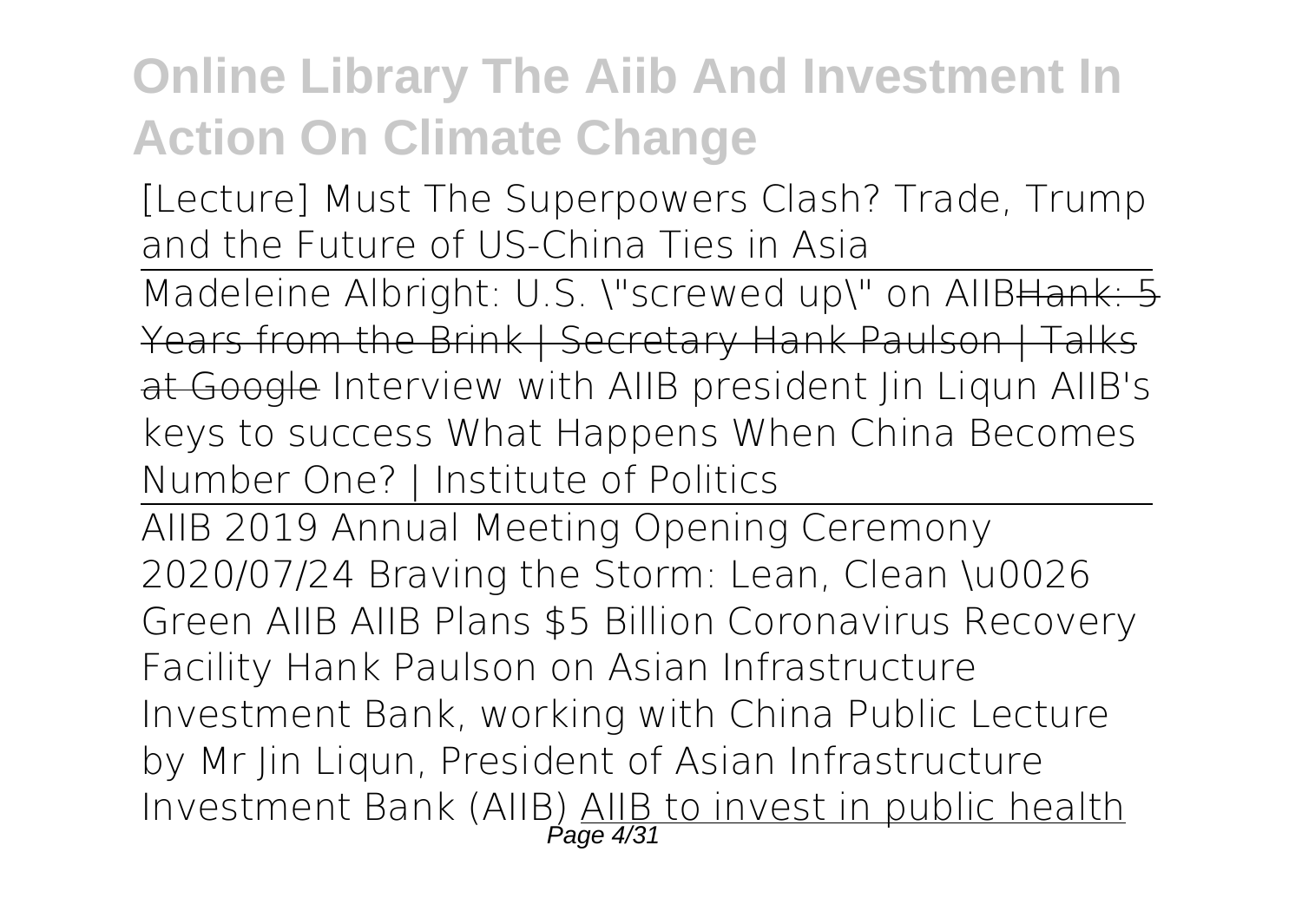[Lecture] Must The Superpowers Clash? Trade, Trump and the Future of US-China Ties in Asia

Madeleine Albright: U.S. \"screwed up\" on AIIB~~Hank: 5 Years from the Brink | Secretary Hank Paulson | Talks at Google~~ Interview with AIIB president Jin Liqun AIIB's keys to success What Happens When China Becomes Number One? | Institute of Politics

AIIB 2019 Annual Meeting Opening Ceremony 2020/07/24 Braving the Storm: Lean, Clean \u0026 Green AIIB AIIB Plans $5 Billion Coronavirus Recovery Facility Hank Paulson on Asian Infrastructure Investment Bank, working with China Public Lecture by Mr Jin Liqun, President of Asian Infrastructure Investment Bank (AIIB) AIIB to invest in public health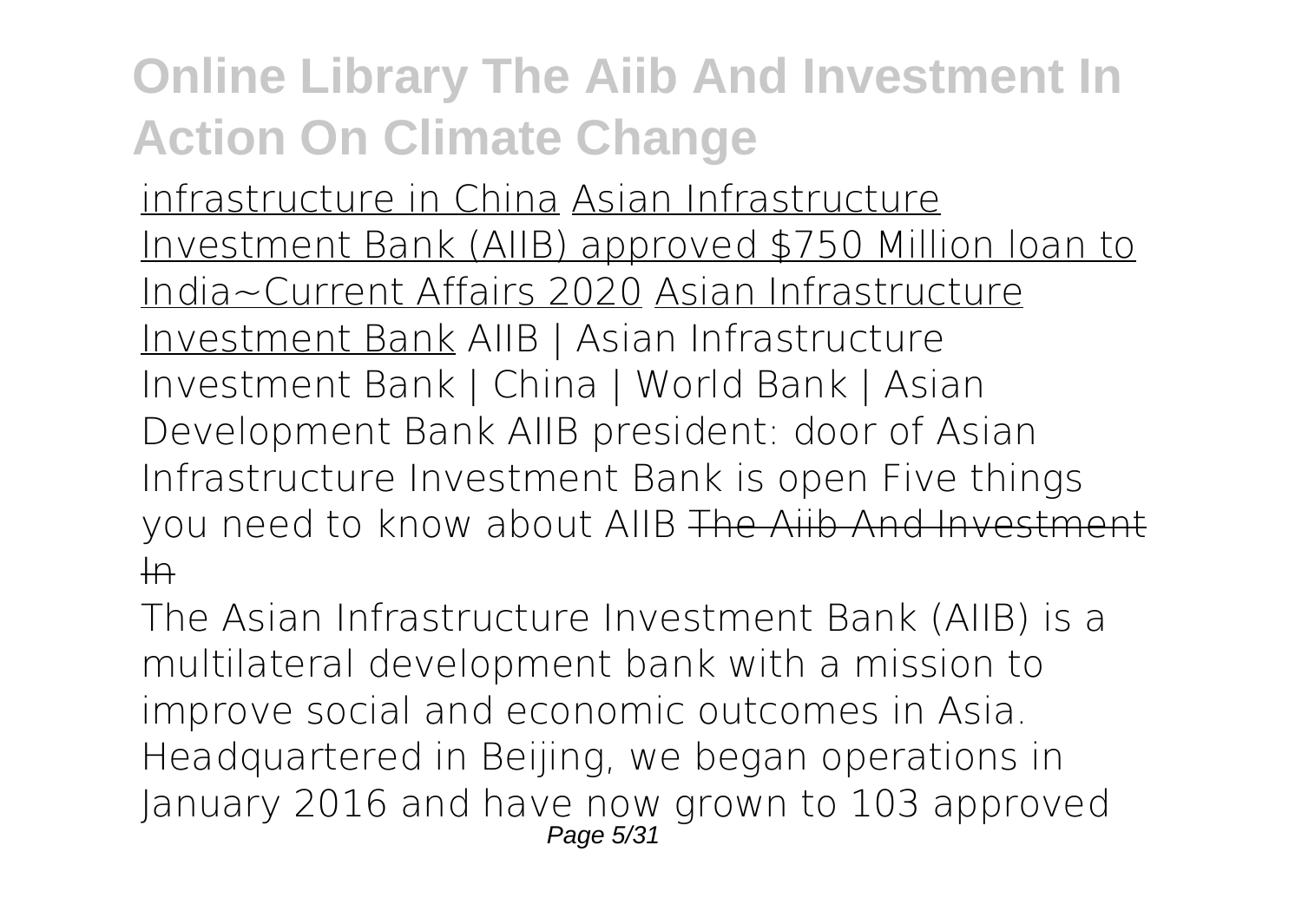infrastructure in China Asian Infrastructure Investment Bank (AIIB) approved $750 Million loan to India~Current Affairs 2020 Asian Infrastructure Investment Bank AIIB | Asian Infrastructure Investment Bank | China | World Bank | Asian Development Bank AIIB president: door of Asian Infrastructure Investment Bank is open Five things you need to know about AIIB ~~The Aiib And Investment In~~

The Asian Infrastructure Investment Bank (AIIB) is a multilateral development bank with a mission to improve social and economic outcomes in Asia. Headquartered in Beijing, we began operations in January 2016 and have now grown to 103 approved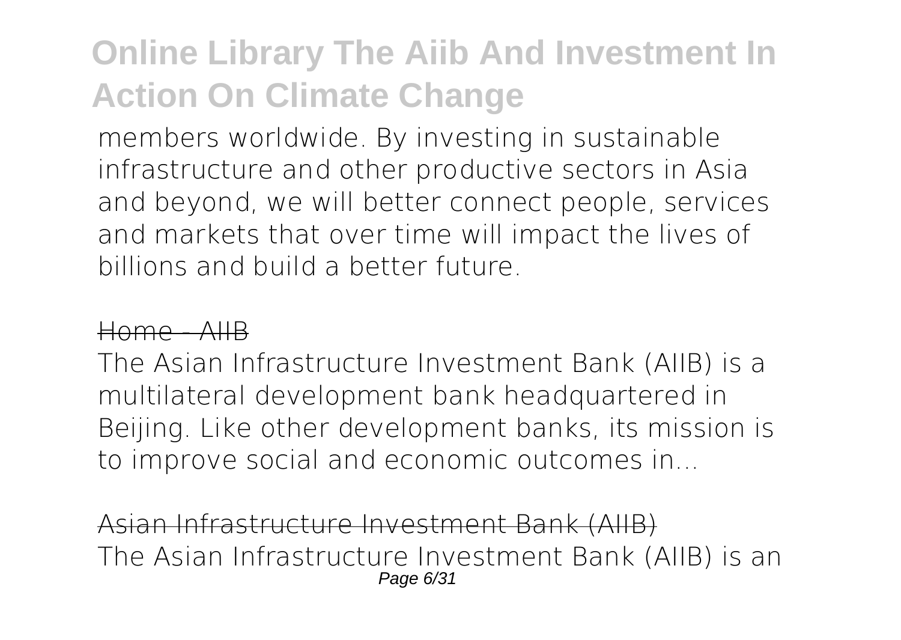members worldwide. By investing in sustainable infrastructure and other productive sectors in Asia and beyond, we will better connect people, services and markets that over time will impact the lives of billions and build a better future.

~~Home - AIIB~~

The Asian Infrastructure Investment Bank (AIIB) is a multilateral development bank headquartered in Beijing. Like other development banks, its mission is to improve social and economic outcomes in...

~~Asian Infrastructure Investment Bank (AIIB)~~

The Asian Infrastructure Investment Bank (AIIB) is an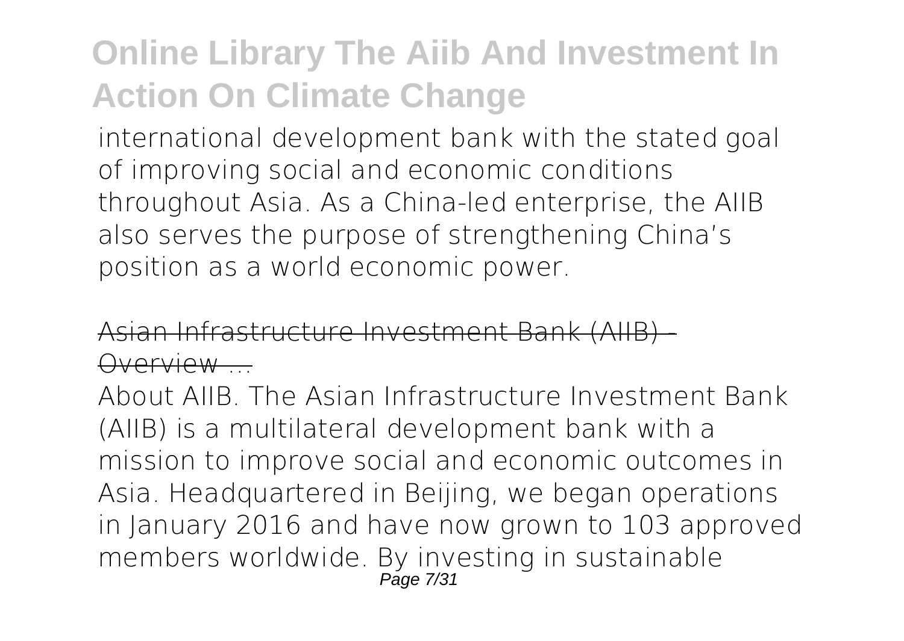international development bank with the stated goal of improving social and economic conditions throughout Asia. As a China-led enterprise, the AIIB also serves the purpose of strengthening China's position as a world economic power.

## Asian Infrastructure Investment Bank (AIIB) - Overview ...

About AIIB. The Asian Infrastructure Investment Bank (AIIB) is a multilateral development bank with a mission to improve social and economic outcomes in Asia. Headquartered in Beijing, we began operations in January 2016 and have now grown to 103 approved members worldwide. By investing in sustainable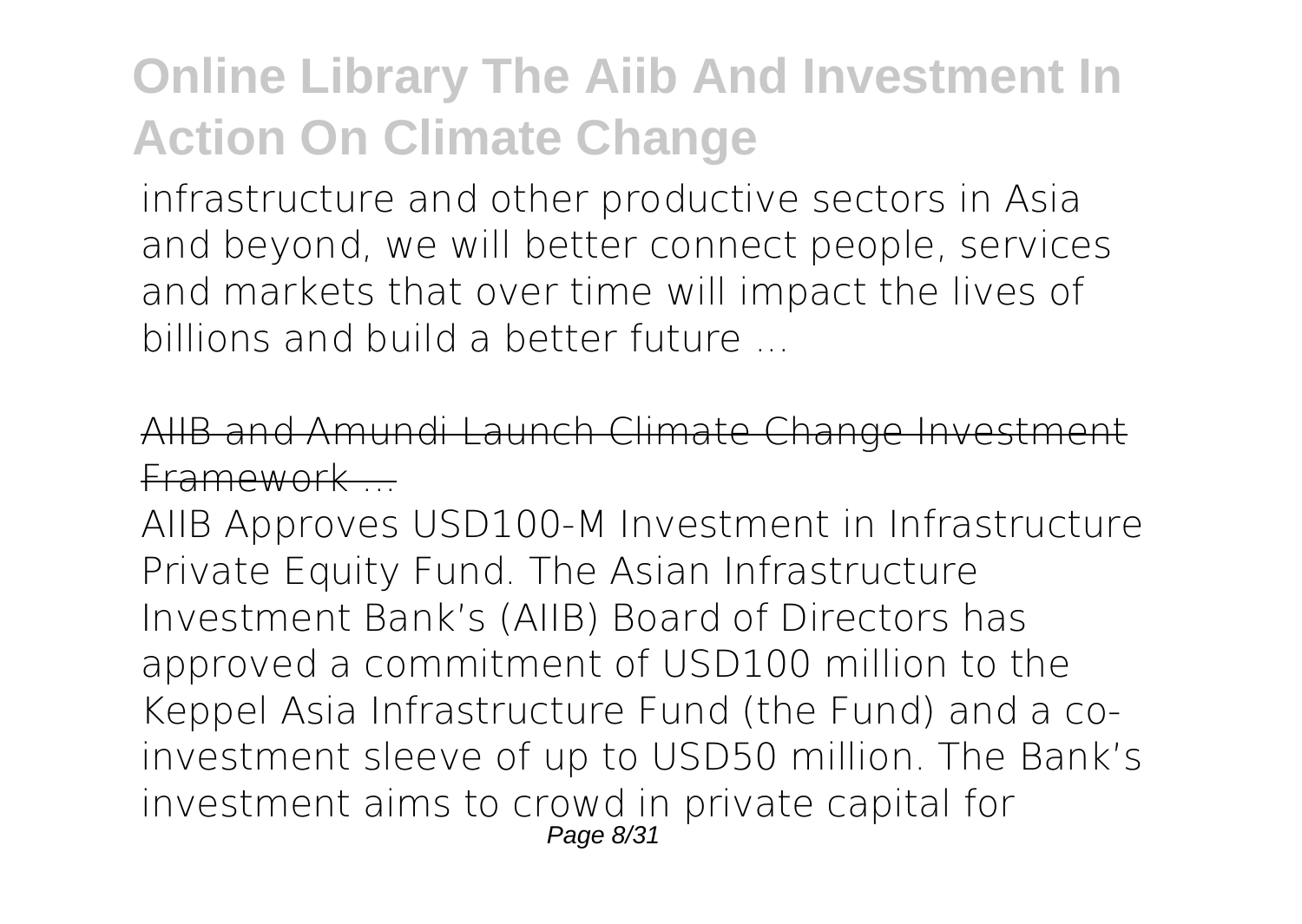infrastructure and other productive sectors in Asia and beyond, we will better connect people, services and markets that over time will impact the lives of billions and build a better future ...

## AIIB and Amundi Launch Climate Change Investment Framework ...

AIIB Approves USD100-M Investment in Infrastructure Private Equity Fund. The Asian Infrastructure Investment Bank's (AIIB) Board of Directors has approved a commitment of USD100 million to the Keppel Asia Infrastructure Fund (the Fund) and a co-investment sleeve of up to USD50 million. The Bank's investment aims to crowd in private capital for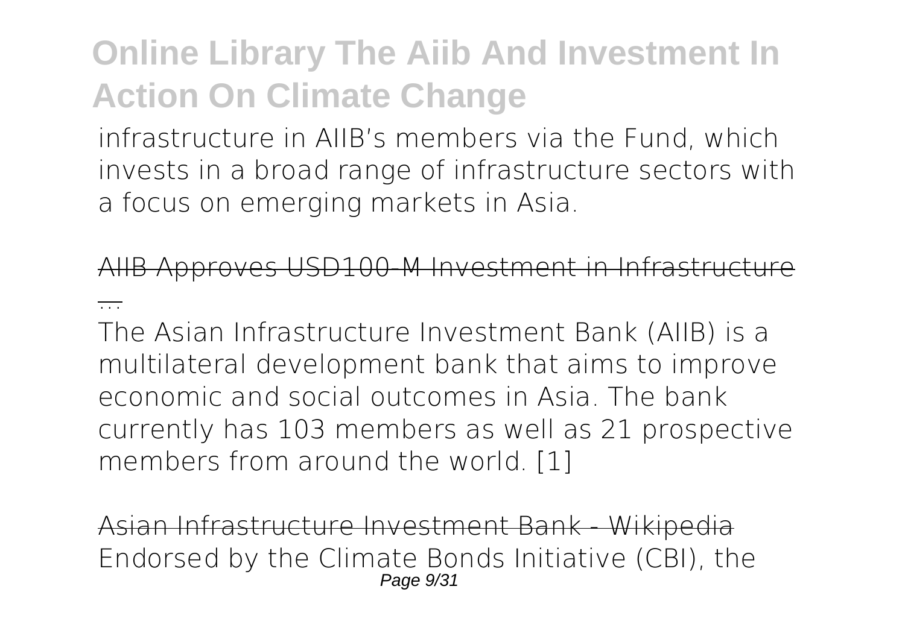infrastructure in AIIB's members via the Fund, which invests in a broad range of infrastructure sectors with a focus on emerging markets in Asia.

AIIB Approves USD100-M Investment in Infrastructure ...

The Asian Infrastructure Investment Bank (AIIB) is a multilateral development bank that aims to improve economic and social outcomes in Asia. The bank currently has 103 members as well as 21 prospective members from around the world. [1]

Asian Infrastructure Investment Bank - Wikipedia

Endorsed by the Climate Bonds Initiative (CBI), the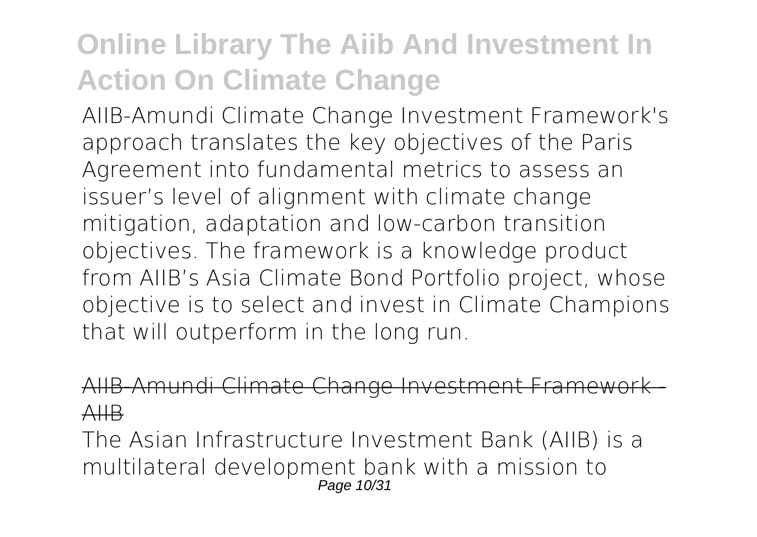AIIB-Amundi Climate Change Investment Framework's approach translates the key objectives of the Paris Agreement into fundamental metrics to assess an issuer's level of alignment with climate change mitigation, adaptation and low-carbon transition objectives. The framework is a knowledge product from AIIB's Asia Climate Bond Portfolio project, whose objective is to select and invest in Climate Champions that will outperform in the long run.

AIIB-Amundi Climate Change Investment Framework - AIIB

The Asian Infrastructure Investment Bank (AIIB) is a multilateral development bank with a mission to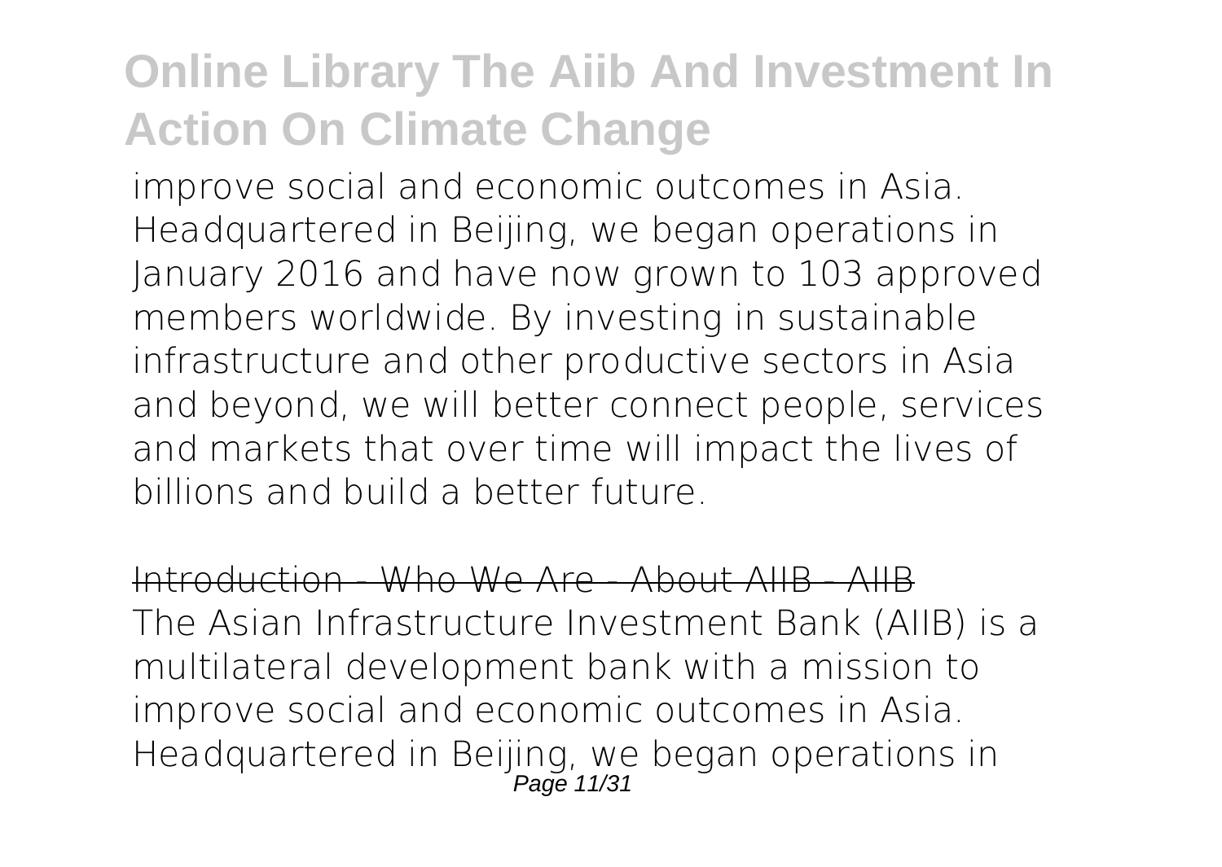improve social and economic outcomes in Asia. Headquartered in Beijing, we began operations in January 2016 and have now grown to 103 approved members worldwide. By investing in sustainable infrastructure and other productive sectors in Asia and beyond, we will better connect people, services and markets that over time will impact the lives of billions and build a better future.

Introduction - Who We Are - About AIIB - AIIB

The Asian Infrastructure Investment Bank (AIIB) is a multilateral development bank with a mission to improve social and economic outcomes in Asia. Headquartered in Beijing, we began operations in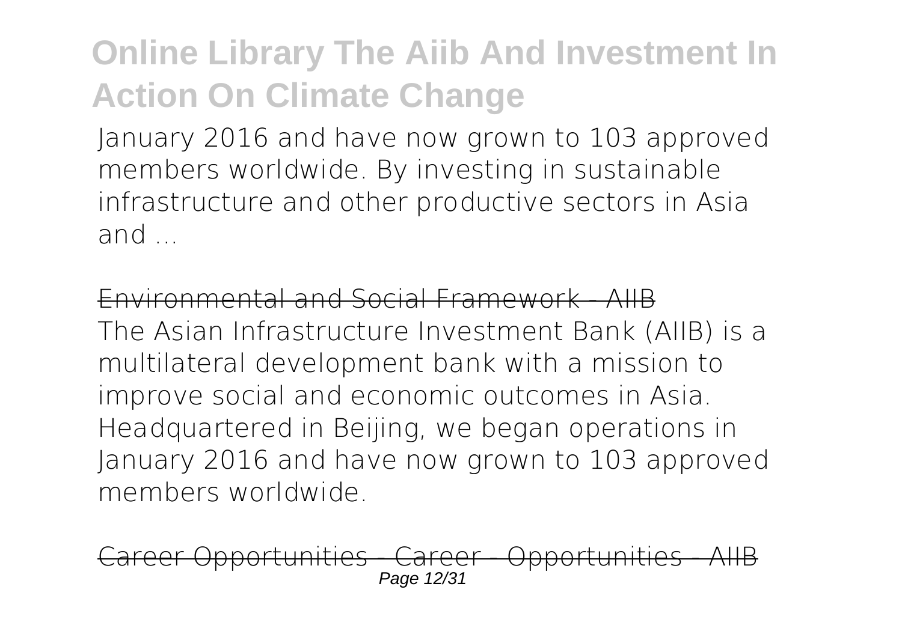January 2016 and have now grown to 103 approved members worldwide. By investing in sustainable infrastructure and other productive sectors in Asia and ...

Environmental and Social Framework - AIIB

The Asian Infrastructure Investment Bank (AIIB) is a multilateral development bank with a mission to improve social and economic outcomes in Asia. Headquartered in Beijing, we began operations in January 2016 and have now grown to 103 approved members worldwide.

Career Opportunities - Career - Opportunities - AIIB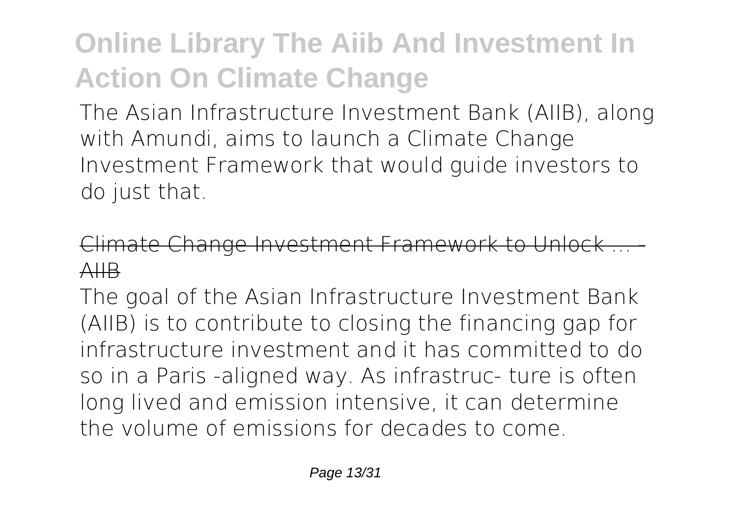The Asian Infrastructure Investment Bank (AIIB), along with Amundi, aims to launch a Climate Change Investment Framework that would guide investors to do just that.

Climate Change Investment Framework to Unlock ... - AIIB

The goal of the Asian Infrastructure Investment Bank (AIIB) is to contribute to closing the financing gap for infrastructure investment and it has committed to do so in a Paris -aligned way. As infrastruc- ture is often long lived and emission intensive, it can determine the volume of emissions for decades to come.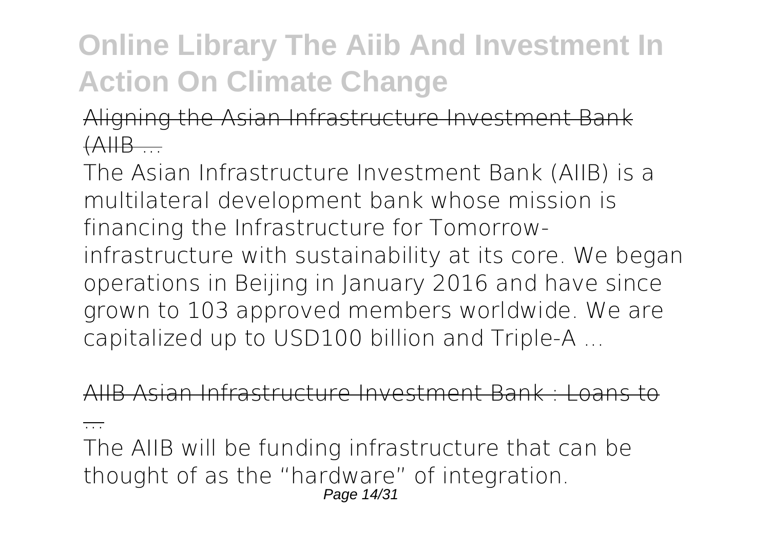Aligning the Asian Infrastructure Investment Bank (AIIB ...

The Asian Infrastructure Investment Bank (AIIB) is a multilateral development bank whose mission is financing the Infrastructure for Tomorrow-infrastructure with sustainability at its core. We began operations in Beijing in January 2016 and have since grown to 103 approved members worldwide. We are capitalized up to USD100 billion and Triple-A ...

AIIB Asian Infrastructure Investment Bank : Loans to ...

The AIIB will be funding infrastructure that can be thought of as the "hardware" of integration.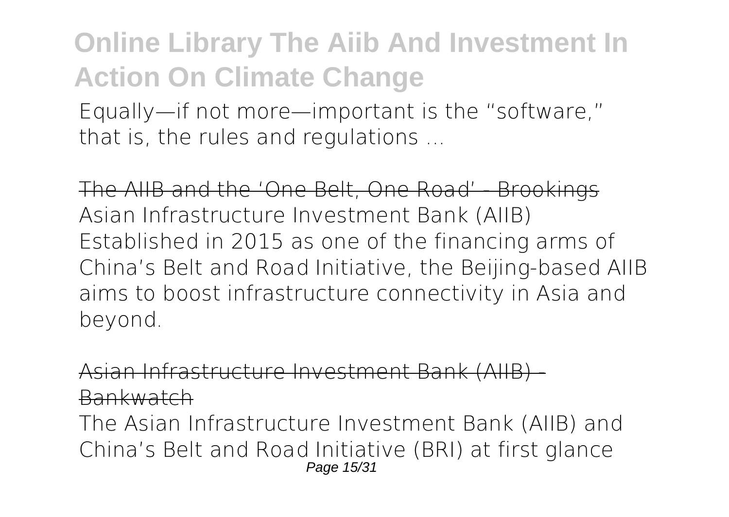Equally—if not more—important is the "software," that is, the rules and regulations ...

The AIIB and the 'One Belt, One Road' - Brookings

Asian Infrastructure Investment Bank (AIIB) Established in 2015 as one of the financing arms of China's Belt and Road Initiative, the Beijing-based AIIB aims to boost infrastructure connectivity in Asia and beyond.

Asian Infrastructure Investment Bank (AIIB) - Bankwatch

The Asian Infrastructure Investment Bank (AIIB) and China's Belt and Road Initiative (BRI) at first glance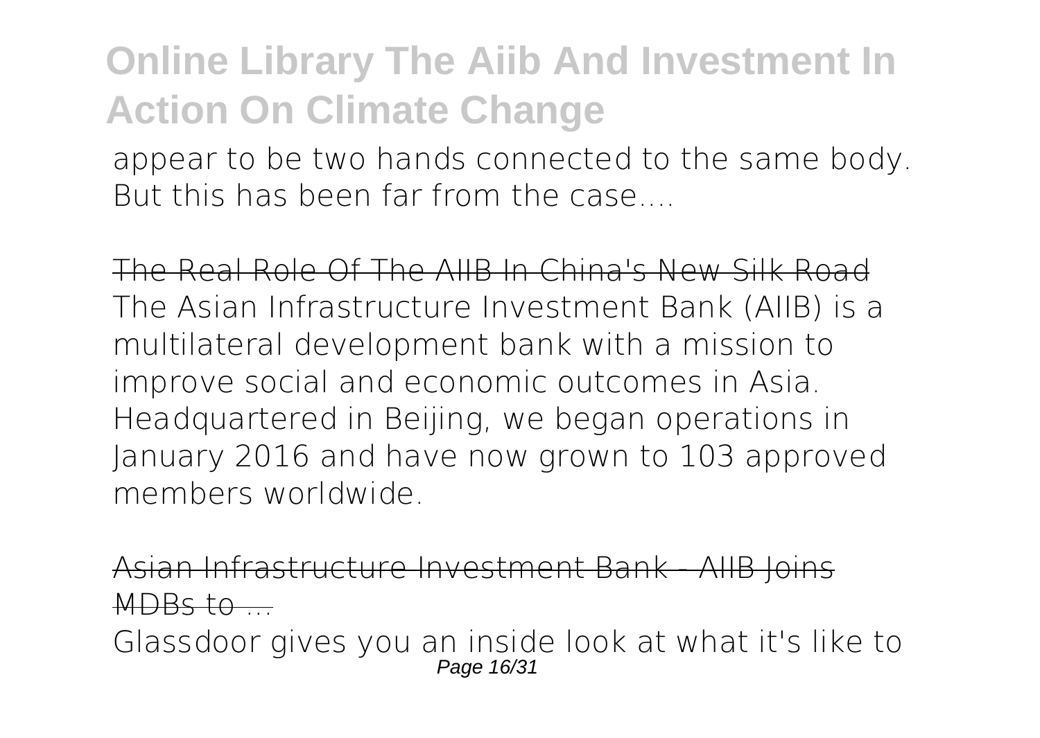appear to be two hands connected to the same body. But this has been far from the case….

The Real Role Of The AIIB In China's New Silk Road

The Asian Infrastructure Investment Bank (AIIB) is a multilateral development bank with a mission to improve social and economic outcomes in Asia. Headquartered in Beijing, we began operations in January 2016 and have now grown to 103 approved members worldwide.

Asian Infrastructure Investment Bank - AIIB Joins MDBs to ...

Glassdoor gives you an inside look at what it's like to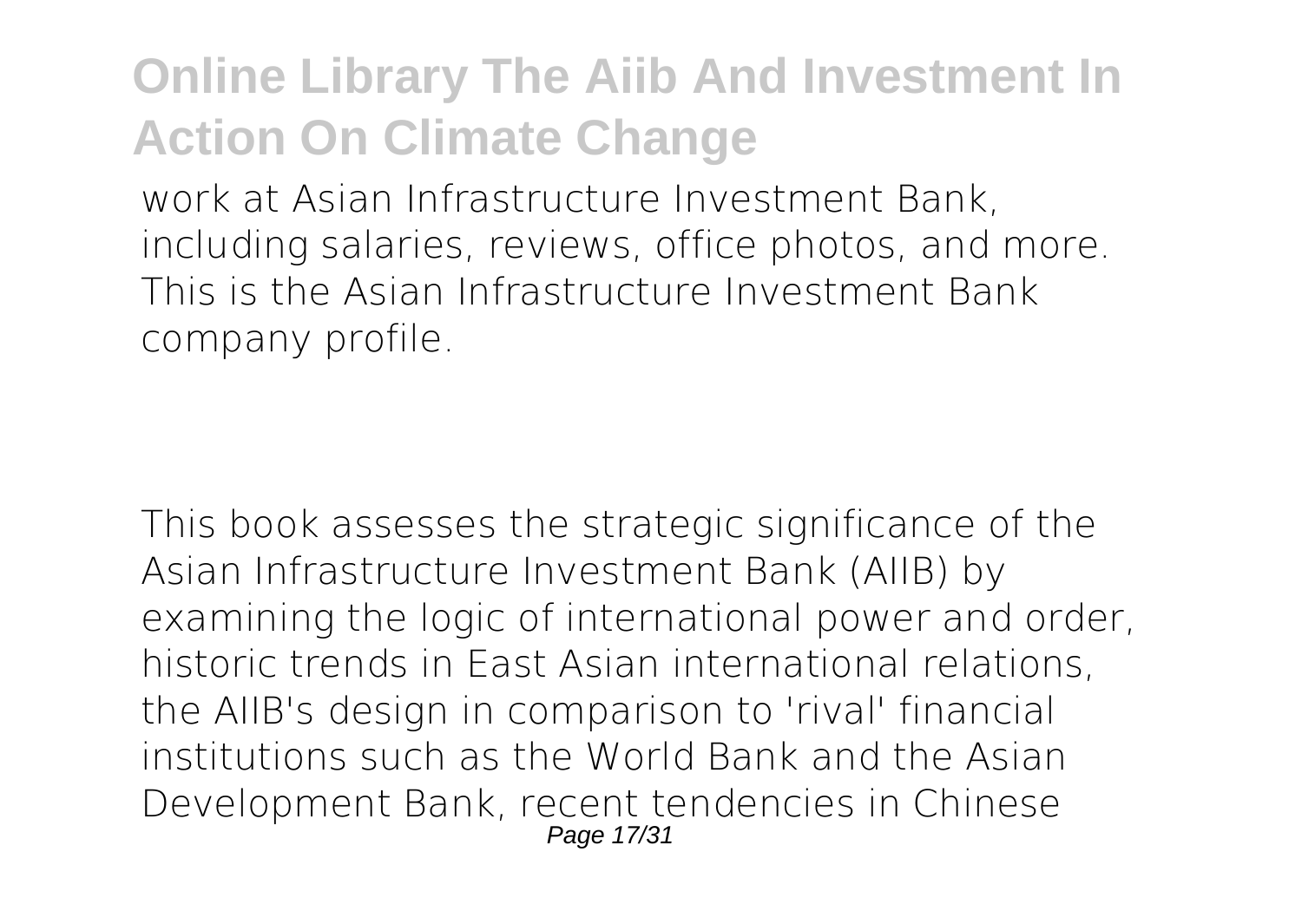work at Asian Infrastructure Investment Bank, including salaries, reviews, office photos, and more. This is the Asian Infrastructure Investment Bank company profile.

This book assesses the strategic significance of the Asian Infrastructure Investment Bank (AIIB) by examining the logic of international power and order, historic trends in East Asian international relations, the AIIB's design in comparison to 'rival' financial institutions such as the World Bank and the Asian Development Bank, recent tendencies in Chinese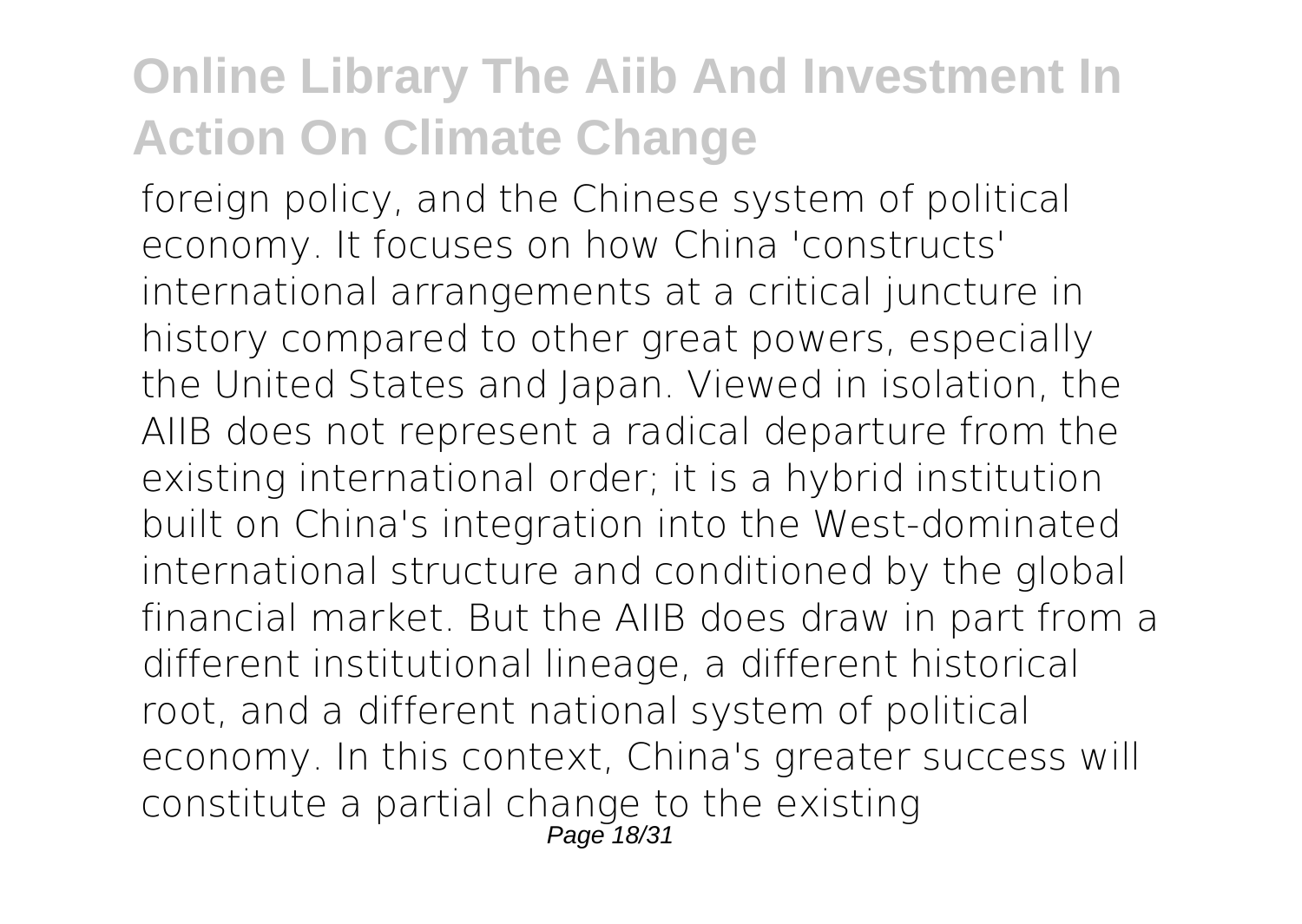foreign policy, and the Chinese system of political economy. It focuses on how China 'constructs' international arrangements at a critical juncture in history compared to other great powers, especially the United States and Japan. Viewed in isolation, the AIIB does not represent a radical departure from the existing international order; it is a hybrid institution built on China's integration into the West-dominated international structure and conditioned by the global financial market. But the AIIB does draw in part from a different institutional lineage, a different historical root, and a different national system of political economy. In this context, China's greater success will constitute a partial change to the existing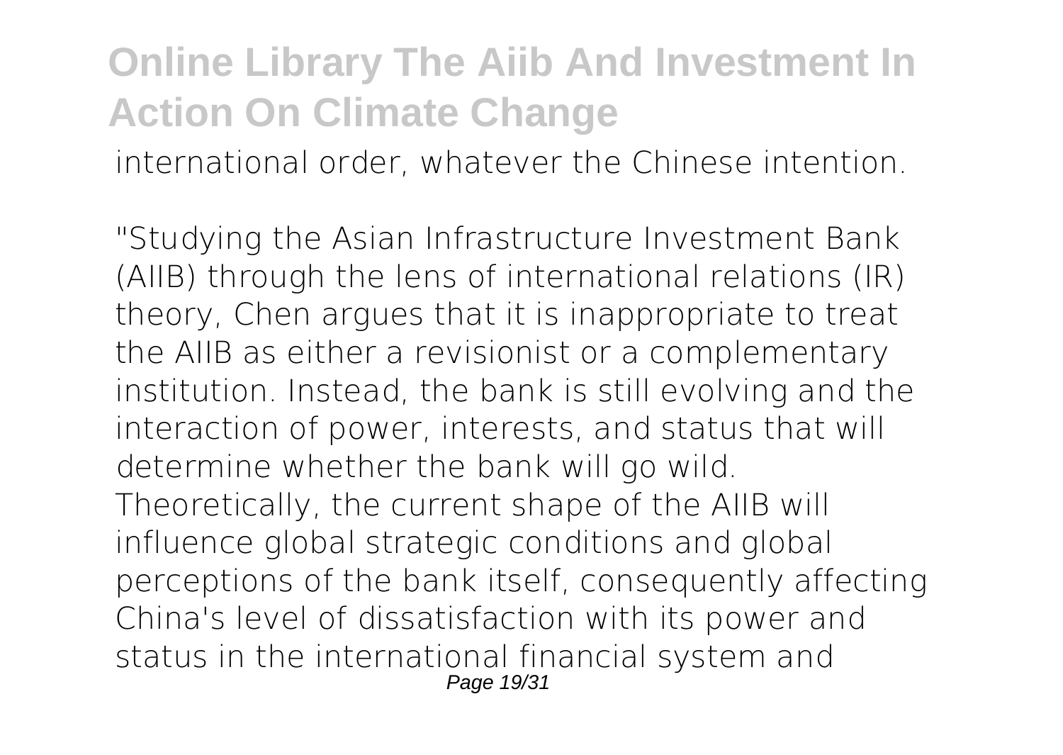international order, whatever the Chinese intention.

"Studying the Asian Infrastructure Investment Bank (AIIB) through the lens of international relations (IR) theory, Chen argues that it is inappropriate to treat the AIIB as either a revisionist or a complementary institution. Instead, the bank is still evolving and the interaction of power, interests, and status that will determine whether the bank will go wild. Theoretically, the current shape of the AIIB will influence global strategic conditions and global perceptions of the bank itself, consequently affecting China's level of dissatisfaction with its power and status in the international financial system and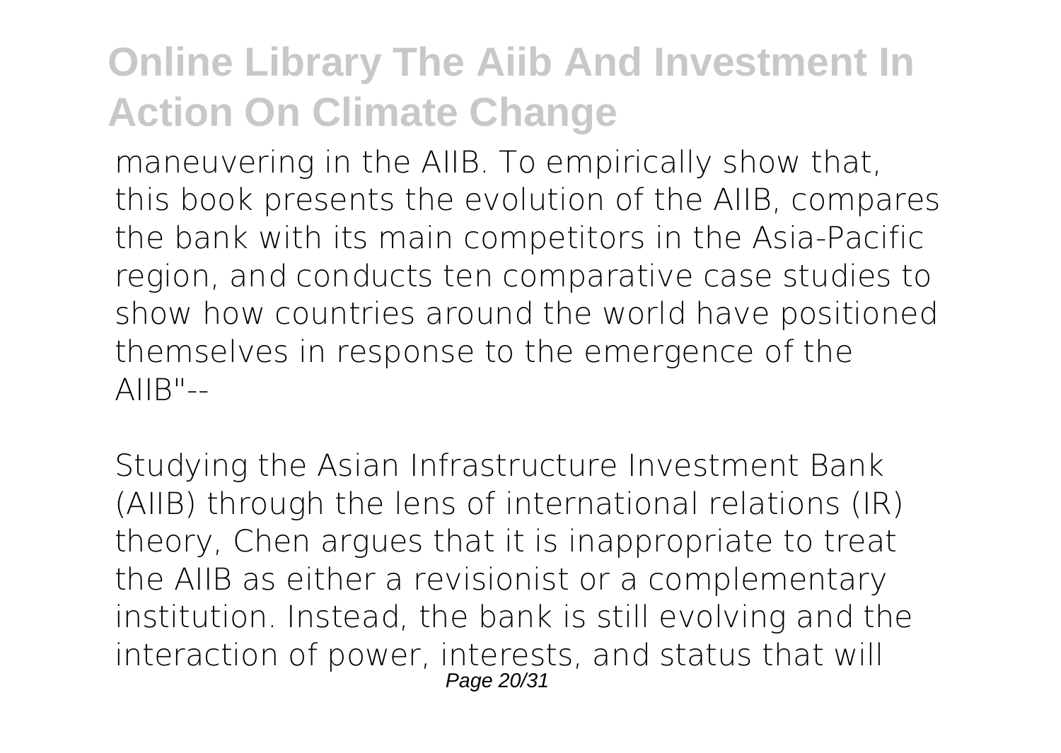maneuvering in the AIIB. To empirically show that, this book presents the evolution of the AIIB, compares the bank with its main competitors in the Asia-Pacific region, and conducts ten comparative case studies to show how countries around the world have positioned themselves in response to the emergence of the AIIB"--

Studying the Asian Infrastructure Investment Bank (AIIB) through the lens of international relations (IR) theory, Chen argues that it is inappropriate to treat the AIIB as either a revisionist or a complementary institution. Instead, the bank is still evolving and the interaction of power, interests, and status that will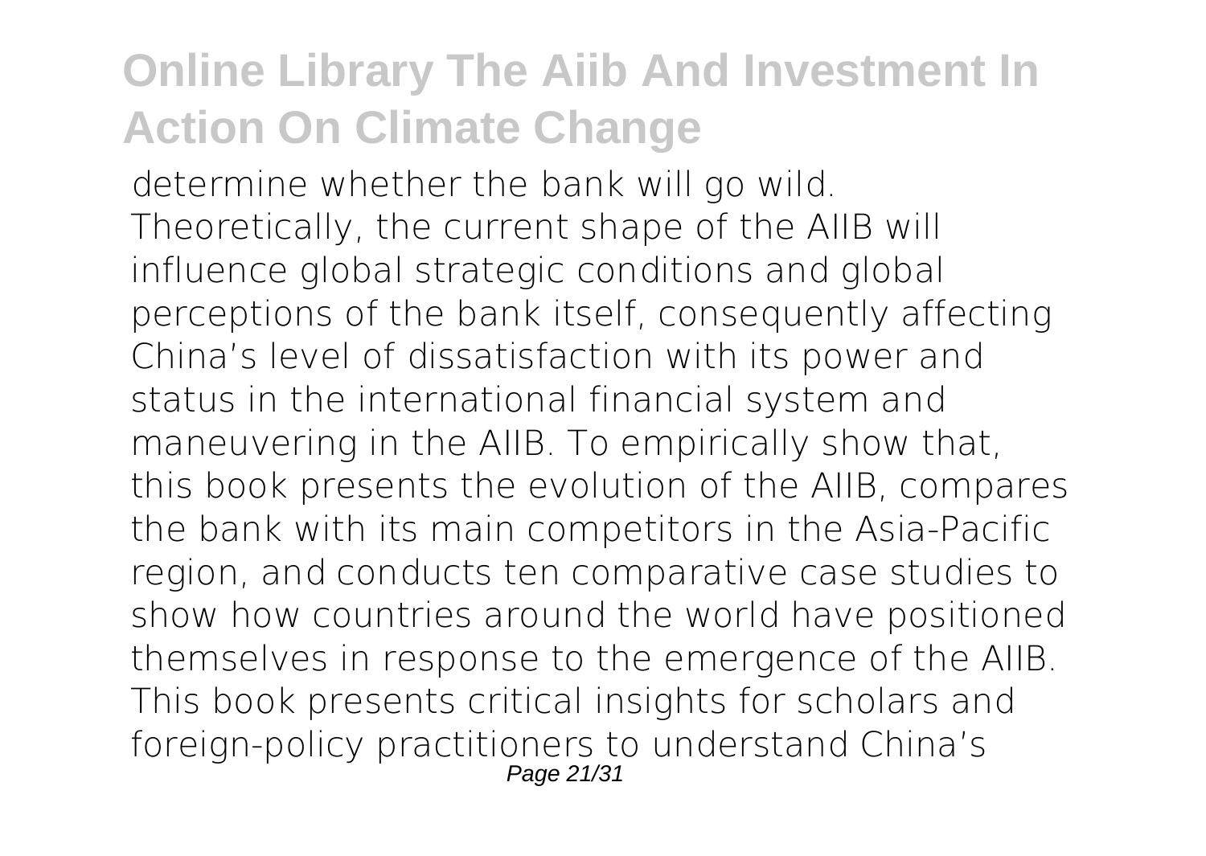determine whether the bank will go wild. Theoretically, the current shape of the AIIB will influence global strategic conditions and global perceptions of the bank itself, consequently affecting China's level of dissatisfaction with its power and status in the international financial system and maneuvering in the AIIB. To empirically show that, this book presents the evolution of the AIIB, compares the bank with its main competitors in the Asia-Pacific region, and conducts ten comparative case studies to show how countries around the world have positioned themselves in response to the emergence of the AIIB. This book presents critical insights for scholars and foreign-policy practitioners to understand China's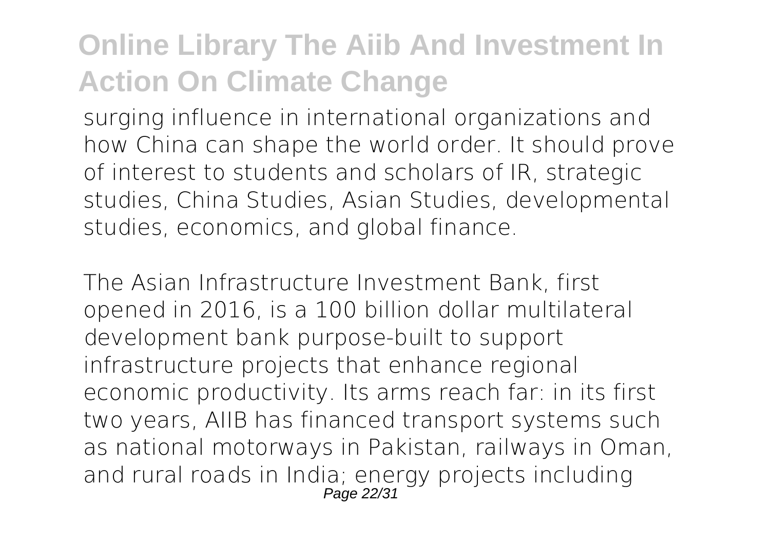surging influence in international organizations and how China can shape the world order. It should prove of interest to students and scholars of IR, strategic studies, China Studies, Asian Studies, developmental studies, economics, and global finance.

The Asian Infrastructure Investment Bank, first opened in 2016, is a 100 billion dollar multilateral development bank purpose-built to support infrastructure projects that enhance regional economic productivity. Its arms reach far: in its first two years, AIIB has financed transport systems such as national motorways in Pakistan, railways in Oman, and rural roads in India; energy projects including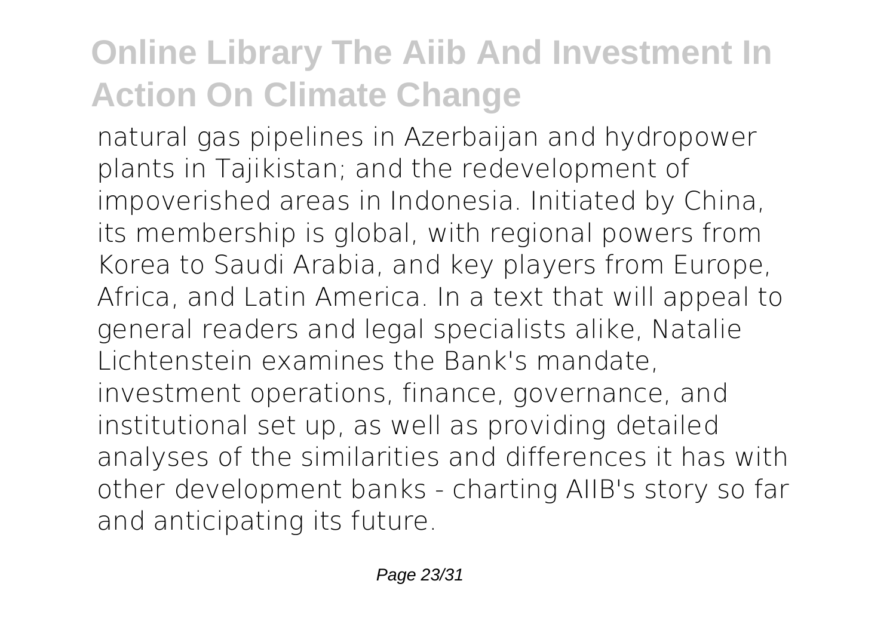natural gas pipelines in Azerbaijan and hydropower plants in Tajikistan; and the redevelopment of impoverished areas in Indonesia. Initiated by China, its membership is global, with regional powers from Korea to Saudi Arabia, and key players from Europe, Africa, and Latin America. In a text that will appeal to general readers and legal specialists alike, Natalie Lichtenstein examines the Bank's mandate, investment operations, finance, governance, and institutional set up, as well as providing detailed analyses of the similarities and differences it has with other development banks - charting AIIB's story so far and anticipating its future.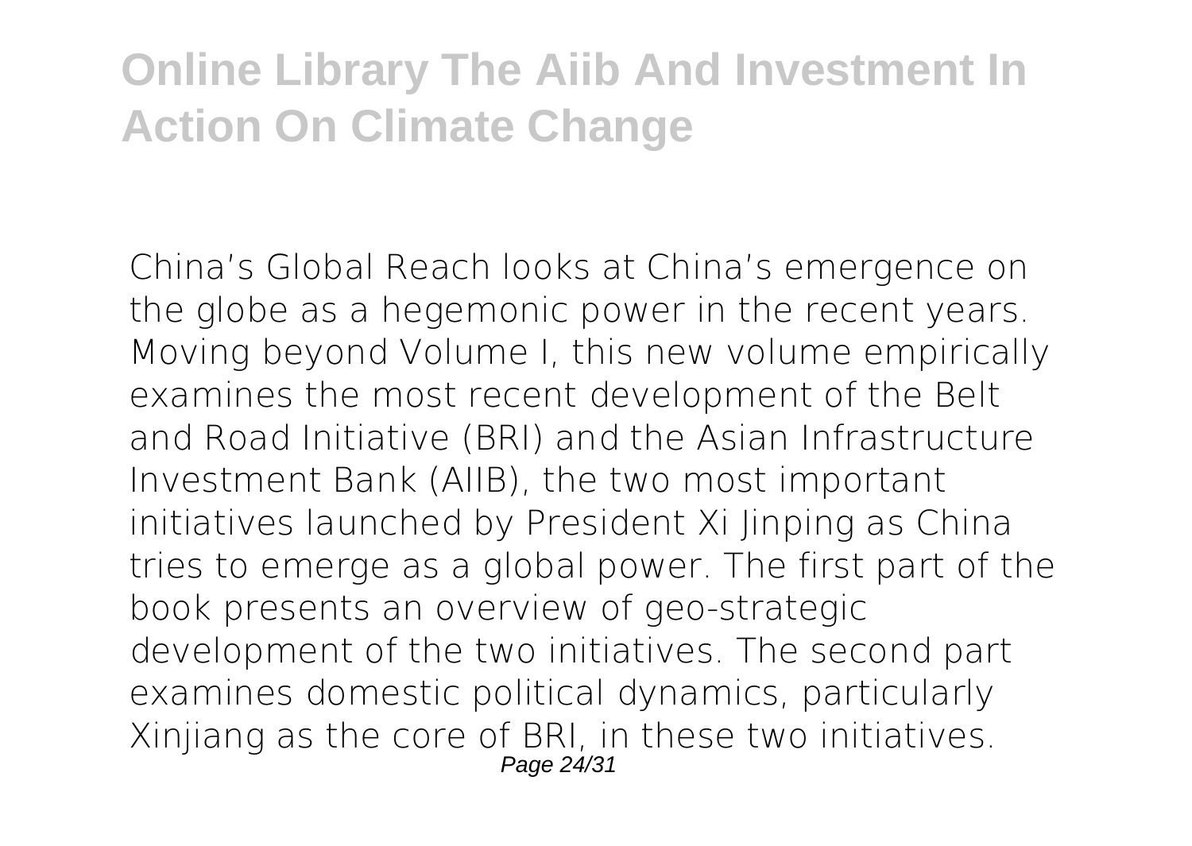China's Global Reach looks at China's emergence on the globe as a hegemonic power in the recent years. Moving beyond Volume I, this new volume empirically examines the most recent development of the Belt and Road Initiative (BRI) and the Asian Infrastructure Investment Bank (AIIB), the two most important initiatives launched by President Xi Jinping as China tries to emerge as a global power. The first part of the book presents an overview of geo-strategic development of the two initiatives. The second part examines domestic political dynamics, particularly Xinjiang as the core of BRI, in these two initiatives.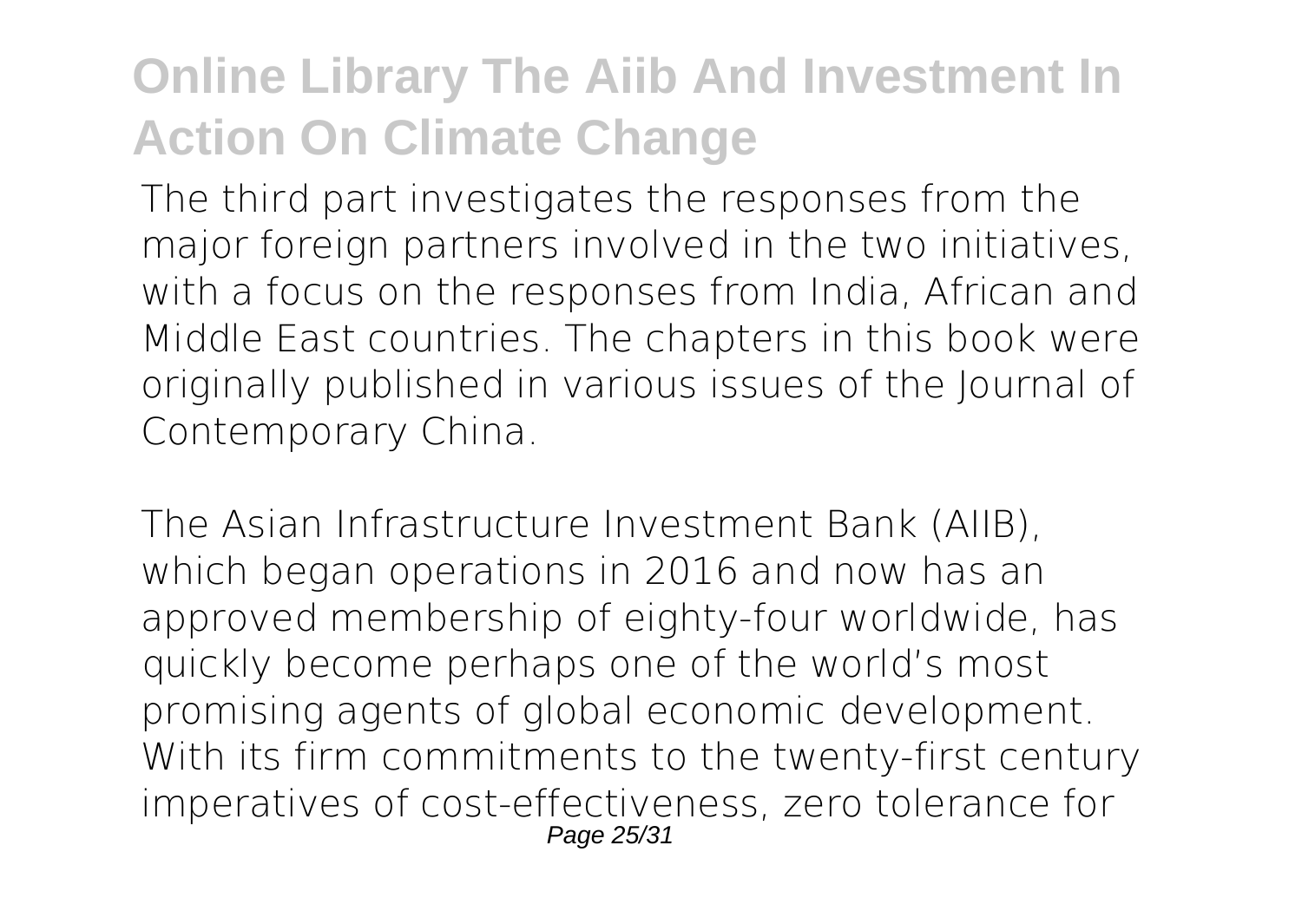The third part investigates the responses from the major foreign partners involved in the two initiatives, with a focus on the responses from India, African and Middle East countries. The chapters in this book were originally published in various issues of the Journal of Contemporary China.

The Asian Infrastructure Investment Bank (AIIB), which began operations in 2016 and now has an approved membership of eighty-four worldwide, has quickly become perhaps one of the world's most promising agents of global economic development. With its firm commitments to the twenty-first century imperatives of cost-effectiveness, zero tolerance for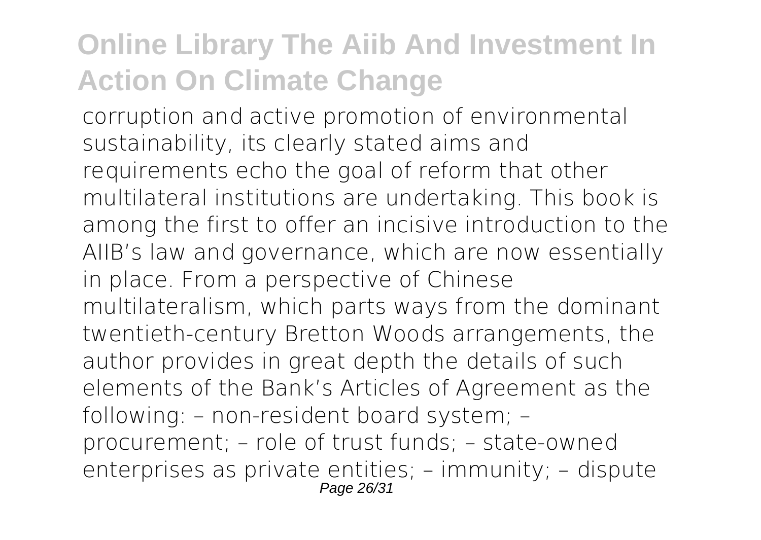corruption and active promotion of environmental sustainability, its clearly stated aims and requirements echo the goal of reform that other multilateral institutions are undertaking. This book is among the first to offer an incisive introduction to the AIIB's law and governance, which are now essentially in place. From a perspective of Chinese multilateralism, which parts ways from the dominant twentieth-century Bretton Woods arrangements, the author provides in great depth the details of such elements of the Bank's Articles of Agreement as the following: – non-resident board system; – procurement; – role of trust funds; – state-owned enterprises as private entities; – immunity; – dispute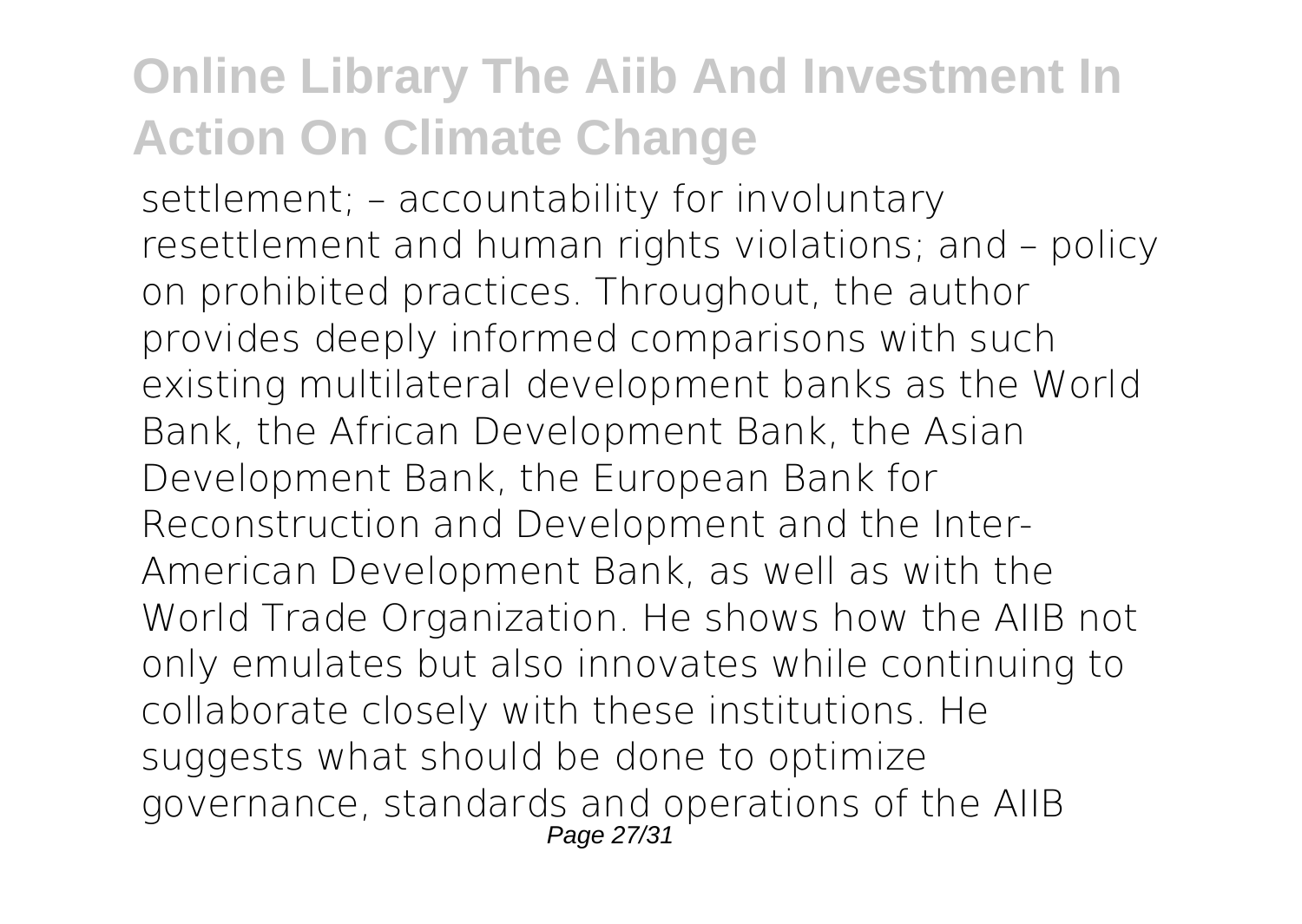settlement; – accountability for involuntary resettlement and human rights violations; and – policy on prohibited practices. Throughout, the author provides deeply informed comparisons with such existing multilateral development banks as the World Bank, the African Development Bank, the Asian Development Bank, the European Bank for Reconstruction and Development and the Inter-American Development Bank, as well as with the World Trade Organization. He shows how the AIIB not only emulates but also innovates while continuing to collaborate closely with these institutions. He suggests what should be done to optimize governance, standards and operations of the AIIB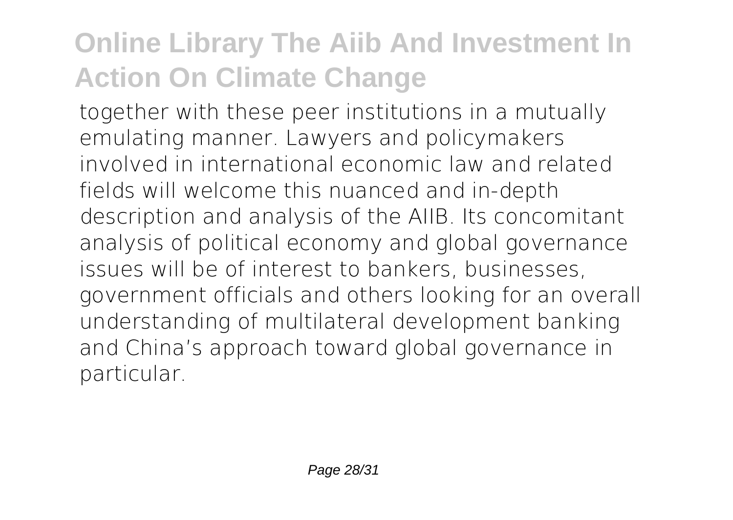together with these peer institutions in a mutually emulating manner. Lawyers and policymakers involved in international economic law and related fields will welcome this nuanced and in-depth description and analysis of the AIIB. Its concomitant analysis of political economy and global governance issues will be of interest to bankers, businesses, government officials and others looking for an overall understanding of multilateral development banking and China's approach toward global governance in particular.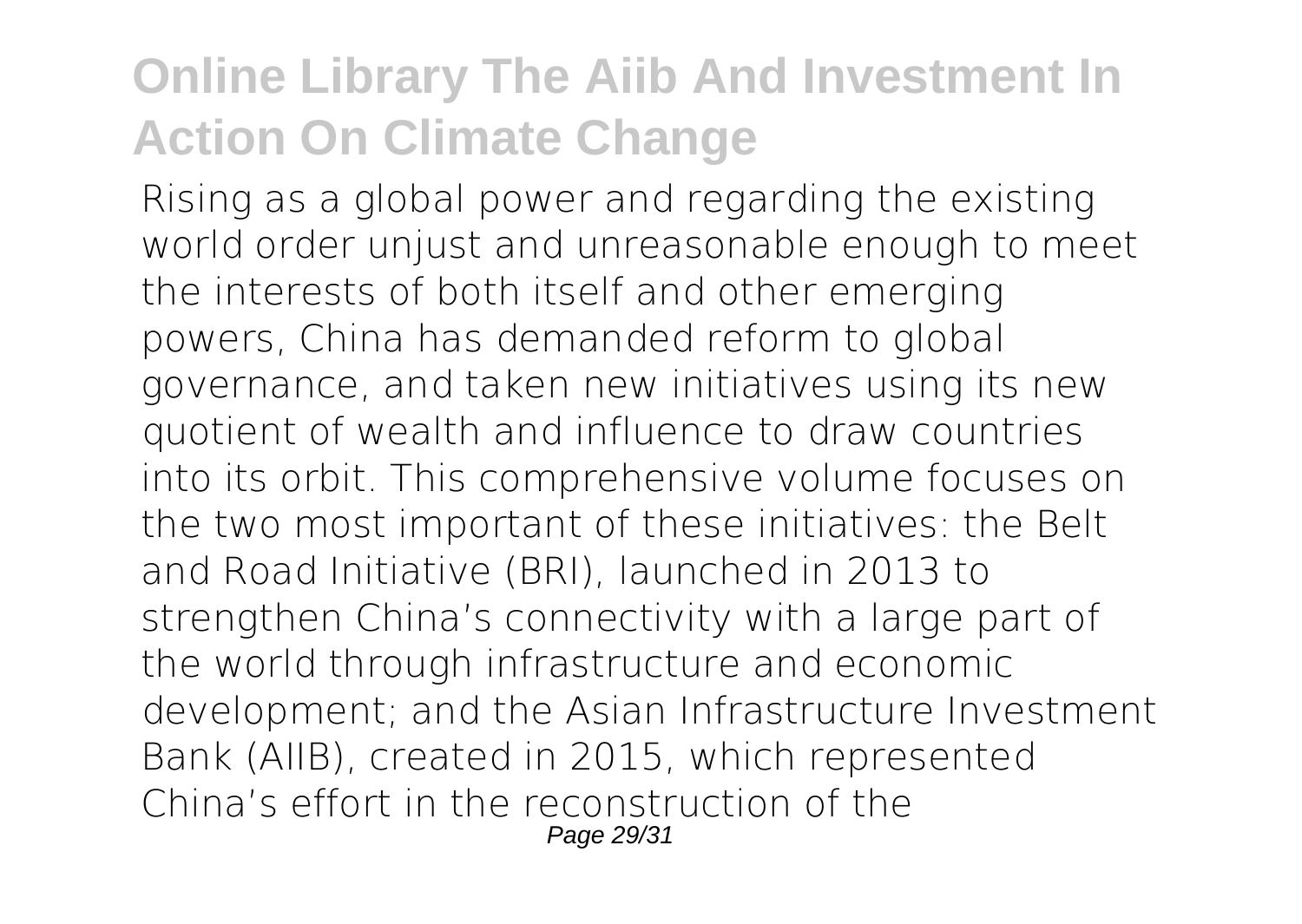Rising as a global power and regarding the existing world order unjust and unreasonable enough to meet the interests of both itself and other emerging powers, China has demanded reform to global governance, and taken new initiatives using its new quotient of wealth and influence to draw countries into its orbit. This comprehensive volume focuses on the two most important of these initiatives: the Belt and Road Initiative (BRI), launched in 2013 to strengthen China's connectivity with a large part of the world through infrastructure and economic development; and the Asian Infrastructure Investment Bank (AIIB), created in 2015, which represented China's effort in the reconstruction of the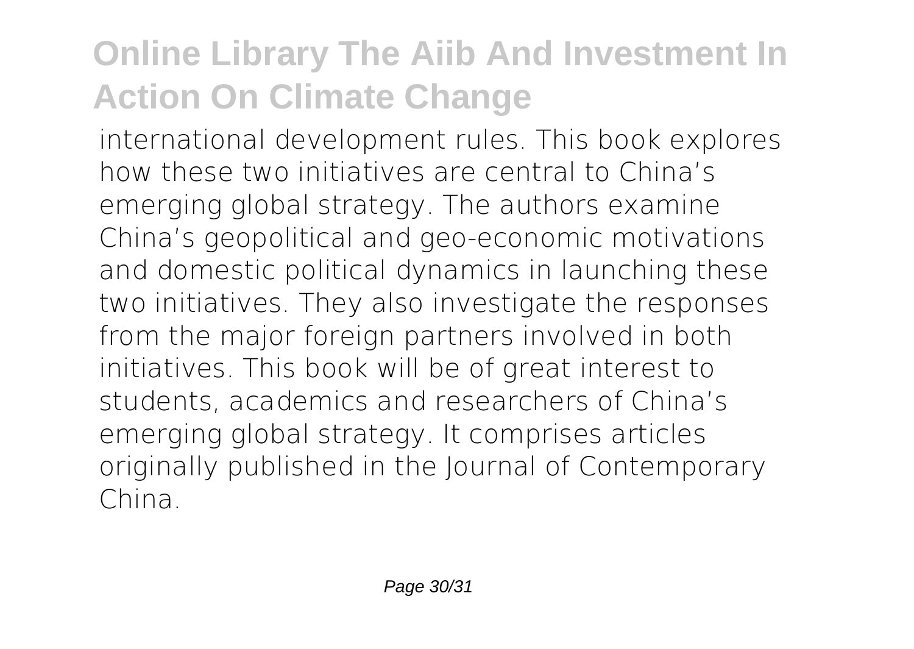international development rules. This book explores how these two initiatives are central to China's emerging global strategy. The authors examine China's geopolitical and geo-economic motivations and domestic political dynamics in launching these two initiatives. They also investigate the responses from the major foreign partners involved in both initiatives. This book will be of great interest to students, academics and researchers of China's emerging global strategy. It comprises articles originally published in the Journal of Contemporary China.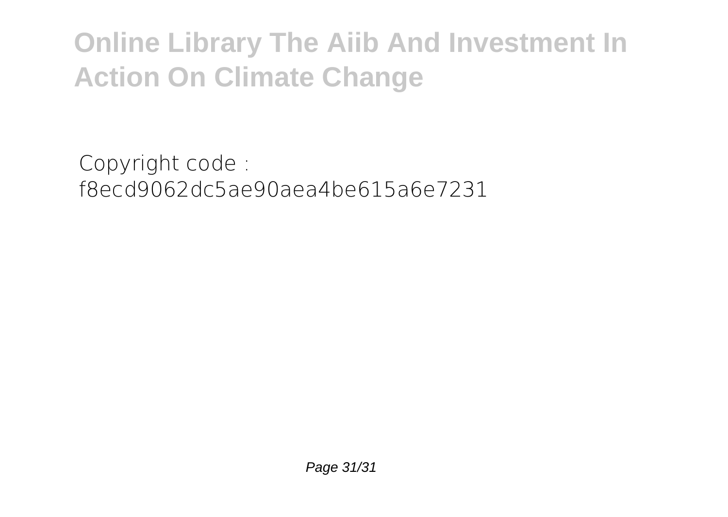Copyright code : f8ecd9062dc5ae90aea4be615a6e7231